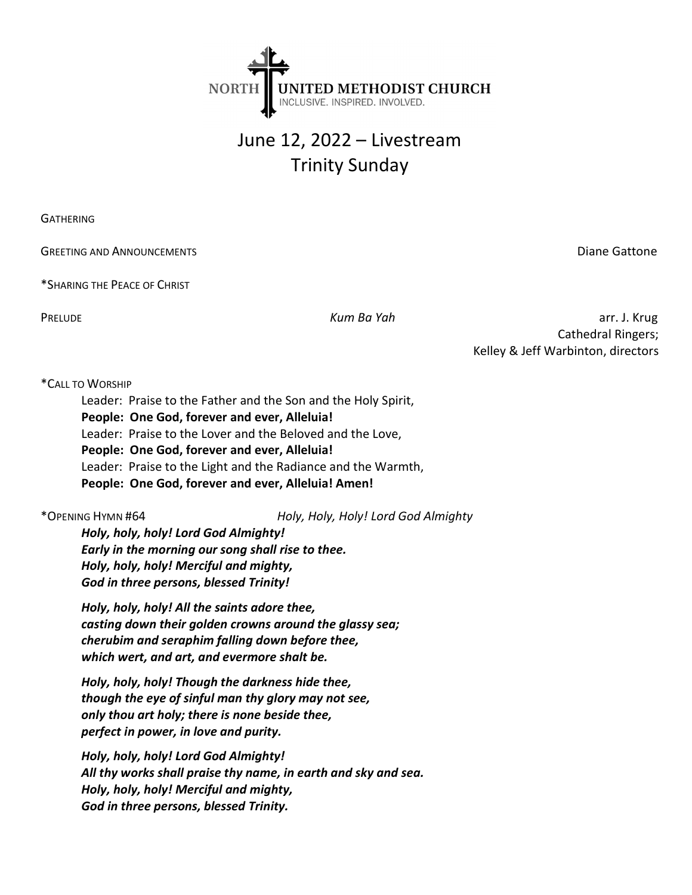NORTH UNITED METHODIST CHURCH
INCLUSIVE. INSPIRED. INVOLVED.

# June 12, 2022 – Livestream
# Trinity Sunday

GATHERING

GREETING AND ANNOUNCEMENTS Diane Gattone

*SHARING THE PEACE OF CHRIST

PRELUDE *Kum Ba Yah* arr. J. Krug
Cathedral Ringers;
Kelley & Jeff Warbinton, directors

*CALL TO WORSHIP

Leader: Praise to the Father and the Son and the Holy Spirit,
**People: One God, forever and ever, Alleluia!**
Leader: Praise to the Lover and the Beloved and the Love,
**People: One God, forever and ever, Alleluia!**
Leader: Praise to the Light and the Radiance and the Warmth,
**People: One God, forever and ever, Alleluia! Amen!**

*OPENING HYMN #64 *Holy, Holy, Holy! Lord God Almighty*

***Holy, holy, holy! Lord God Almighty!***
***Early in the morning our song shall rise to thee.***
***Holy, holy, holy! Merciful and mighty,***
***God in three persons, blessed Trinity!***

***Holy, holy, holy! All the saints adore thee,***
***casting down their golden crowns around the glassy sea;***
***cherubim and seraphim falling down before thee,***
***which wert, and art, and evermore shalt be.***

***Holy, holy, holy! Though the darkness hide thee,***
***though the eye of sinful man thy glory may not see,***
***only thou art holy; there is none beside thee,***
***perfect in power, in love and purity.***

***Holy, holy, holy! Lord God Almighty!***
***All thy works shall praise thy name, in earth and sky and sea.***
***Holy, holy, holy! Merciful and mighty,***
***God in three persons, blessed Trinity.***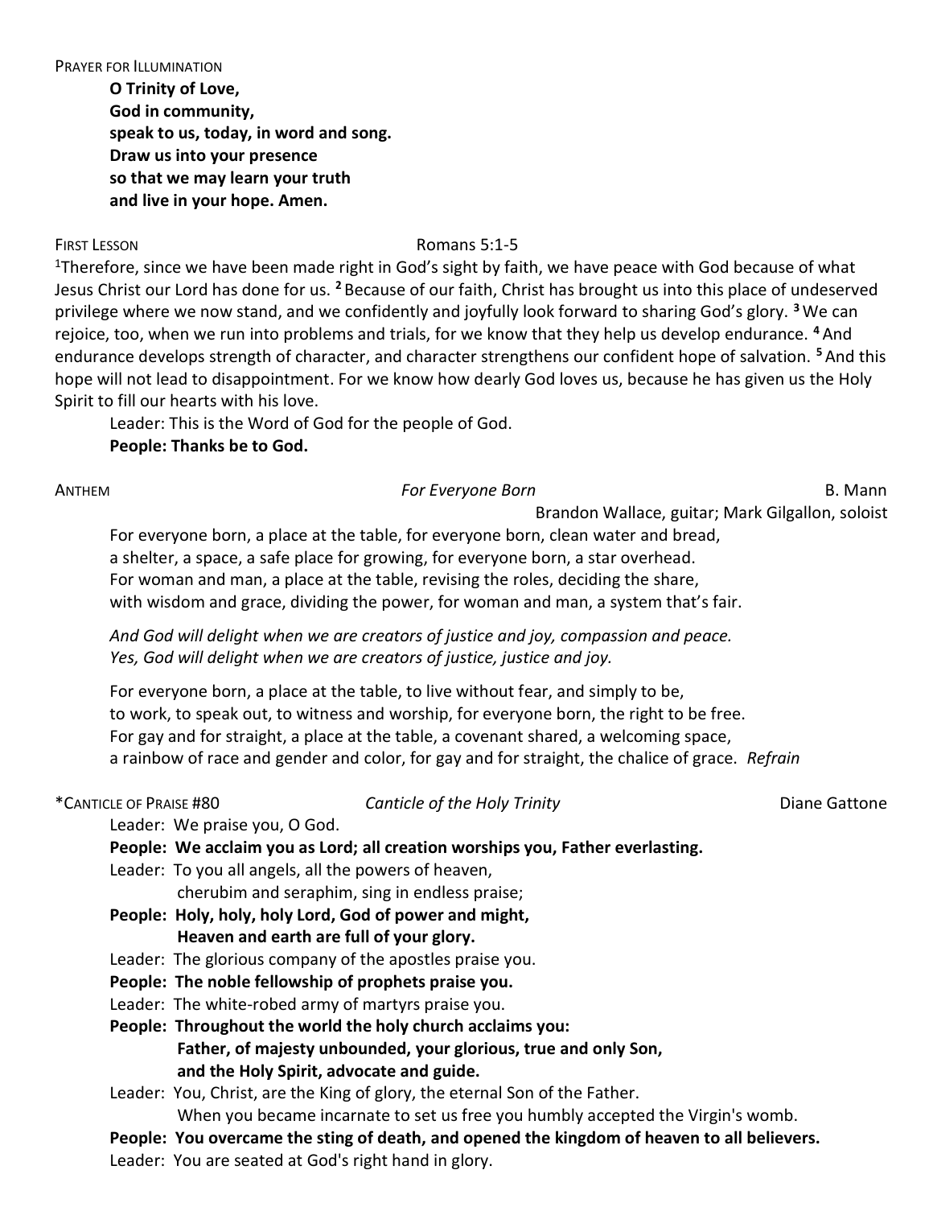PRAYER FOR ILLUMINATION

**O Trinity of Love,**
**God in community,**
**speak to us, today, in word and song.**
**Draw us into your presence**
**so that we may learn your truth**
**and live in your hope. Amen.**

FIRST LESSON Romans 5:1-5

[1]Therefore, since we have been made right in God's sight by faith, we have peace with God because of what Jesus Christ our Lord has done for us. **[2]** Because of our faith, Christ has brought us into this place of undeserved privilege where we now stand, and we confidently and joyfully look forward to sharing God's glory. **[3]** We can rejoice, too, when we run into problems and trials, for we know that they help us develop endurance. **[4]** And endurance develops strength of character, and character strengthens our confident hope of salvation. **[5]** And this hope will not lead to disappointment. For we know how dearly God loves us, because he has given us the Holy Spirit to fill our hearts with his love.

Leader: This is the Word of God for the people of God.
**People: Thanks be to God.**

ANTHEM *For Everyone Born* B. Mann
Brandon Wallace, guitar; Mark Gilgallon, soloist

For everyone born, a place at the table, for everyone born, clean water and bread,
a shelter, a space, a safe place for growing, for everyone born, a star overhead.
For woman and man, a place at the table, revising the roles, deciding the share,
with wisdom and grace, dividing the power, for woman and man, a system that's fair.

*And God will delight when we are creators of justice and joy, compassion and peace.*
*Yes, God will delight when we are creators of justice, justice and joy.*

For everyone born, a place at the table, to live without fear, and simply to be,
to work, to speak out, to witness and worship, for everyone born, the right to be free.
For gay and for straight, a place at the table, a covenant shared, a welcoming space,
a rainbow of race and gender and color, for gay and for straight, the chalice of grace. *Refrain*

*CANTICLE OF PRAISE #80 *Canticle of the Holy Trinity* Diane Gattone

Leader: We praise you, O God.
**People: We acclaim you as Lord; all creation worships you, Father everlasting.**
Leader: To you all angels, all the powers of heaven,
cherubim and seraphim, sing in endless praise;
**People: Holy, holy, holy Lord, God of power and might,**
**Heaven and earth are full of your glory.**
Leader: The glorious company of the apostles praise you.
**People: The noble fellowship of prophets praise you.**
Leader: The white-robed army of martyrs praise you.
**People: Throughout the world the holy church acclaims you:**
**Father, of majesty unbounded, your glorious, true and only Son,**
**and the Holy Spirit, advocate and guide.**
Leader: You, Christ, are the King of glory, the eternal Son of the Father.
When you became incarnate to set us free you humbly accepted the Virgin's womb.
**People: You overcame the sting of death, and opened the kingdom of heaven to all believers.**
Leader: You are seated at God's right hand in glory.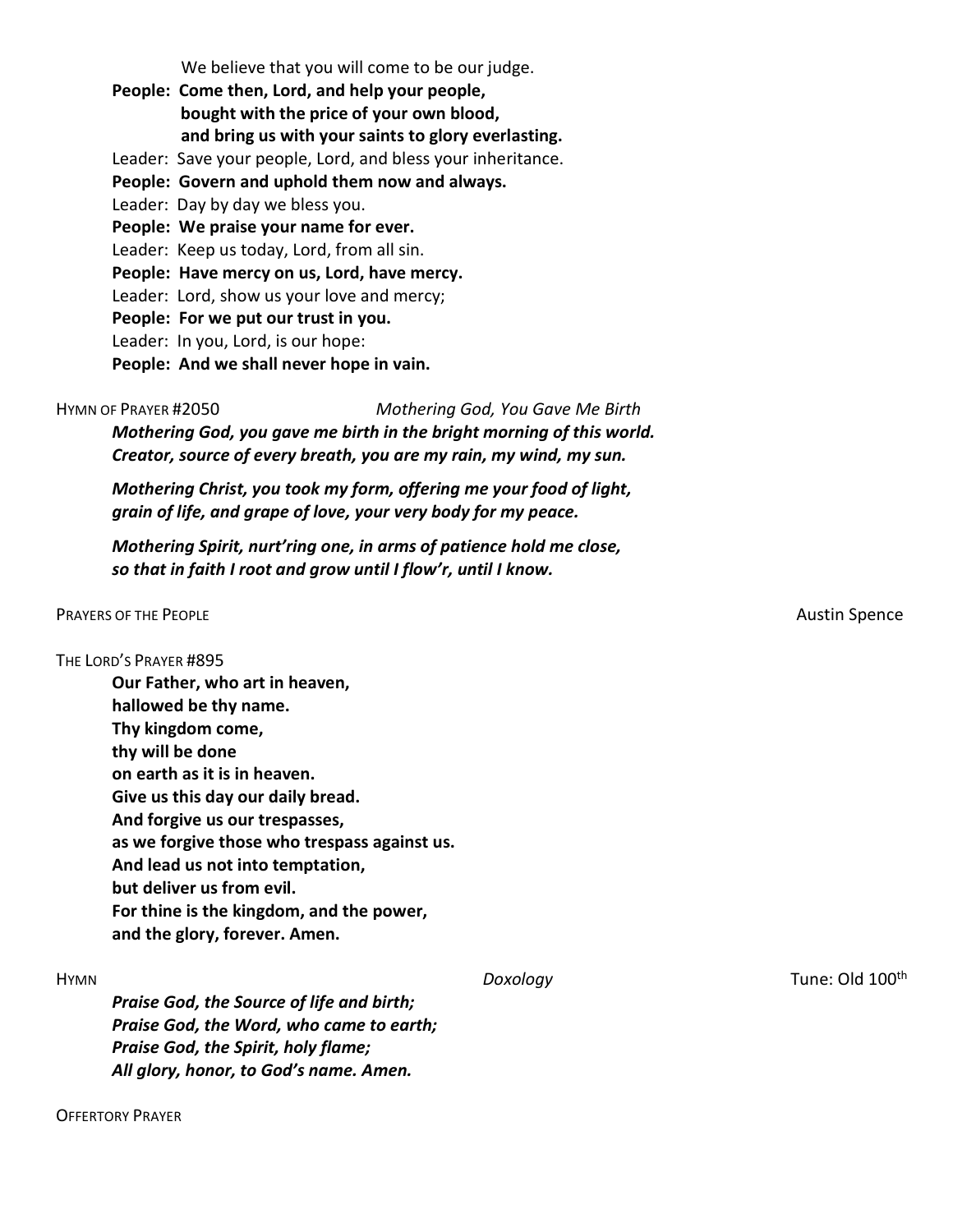We believe that you will come to be our judge.

**People: Come then, Lord, and help your people,**
**bought with the price of your own blood,**
**and bring us with your saints to glory everlasting.**

Leader: Save your people, Lord, and bless your inheritance.

**People: Govern and uphold them now and always.**

Leader: Day by day we bless you.

**People: We praise your name for ever.**

Leader: Keep us today, Lord, from all sin.

**People: Have mercy on us, Lord, have mercy.**

Leader: Lord, show us your love and mercy;

**People: For we put our trust in you.**

Leader: In you, Lord, is our hope:

**People: And we shall never hope in vain.**

HYMN OF PRAYER #2050 — *Mothering God, You Gave Me Birth*

***Mothering God, you gave me birth in the bright morning of this world.***
***Creator, source of every breath, you are my rain, my wind, my sun.***

***Mothering Christ, you took my form, offering me your food of light,***
***grain of life, and grape of love, your very body for my peace.***

***Mothering Spirit, nurt'ring one, in arms of patience hold me close,***
***so that in faith I root and grow until I flow'r, until I know.***

PRAYERS OF THE PEOPLE — Austin Spence

THE LORD'S PRAYER #895

**Our Father, who art in heaven,**
**hallowed be thy name.**
**Thy kingdom come,**
**thy will be done**
**on earth as it is in heaven.**
**Give us this day our daily bread.**
**And forgive us our trespasses,**
**as we forgive those who trespass against us.**
**And lead us not into temptation,**
**but deliver us from evil.**
**For thine is the kingdom, and the power,**
**and the glory, forever. Amen.**

HYMN — *Doxology* — Tune: Old 100th

***Praise God, the Source of life and birth;***
***Praise God, the Word, who came to earth;***
***Praise God, the Spirit, holy flame;***
***All glory, honor, to God's name. Amen.***

OFFERTORY PRAYER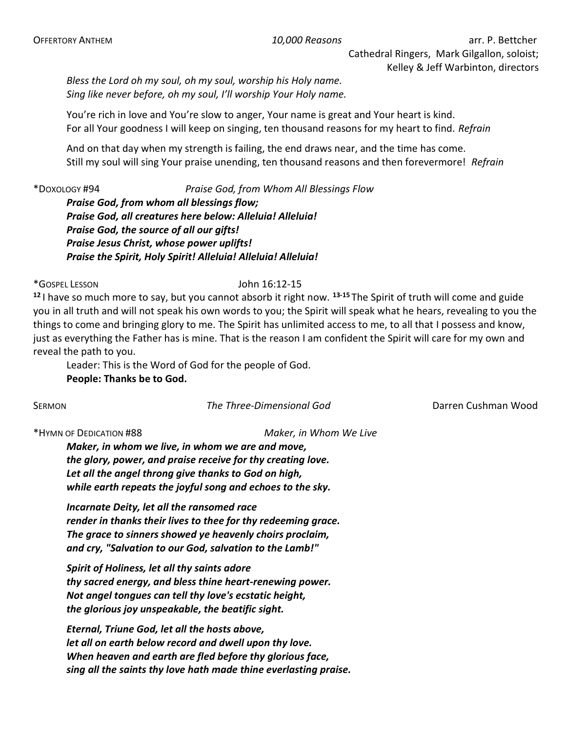OFFERTORY ANTHEM *10,000 Reasons* arr. P. Bettcher
Cathedral Ringers, Mark Gilgallon, soloist;
Kelley & Jeff Warbinton, directors

*Bless the Lord oh my soul, oh my soul, worship his Holy name.*
*Sing like never before, oh my soul, I'll worship Your Holy name.*

You're rich in love and You're slow to anger, Your name is great and Your heart is kind.
For all Your goodness I will keep on singing, ten thousand reasons for my heart to find. *Refrain*

And on that day when my strength is failing, the end draws near, and the time has come.
Still my soul will sing Your praise unending, ten thousand reasons and then forevermore! *Refrain*

*DOXOLOGY #94 *Praise God, from Whom All Blessings Flow*

***Praise God, from whom all blessings flow;***
***Praise God, all creatures here below: Alleluia! Alleluia!***
***Praise God, the source of all our gifts!***
***Praise Jesus Christ, whose power uplifts!***
***Praise the Spirit, Holy Spirit! Alleluia! Alleluia! Alleluia!***

*GOSPEL LESSON John 16:12-15

**12** I have so much more to say, but you cannot absorb it right now. **13-15** The Spirit of truth will come and guide you in all truth and will not speak his own words to you; the Spirit will speak what he hears, revealing to you the things to come and bringing glory to me. The Spirit has unlimited access to me, to all that I possess and know, just as everything the Father has is mine. That is the reason I am confident the Spirit will care for my own and reveal the path to you.

Leader: This is the Word of God for the people of God.
**People: Thanks be to God.**

SERMON *The Three-Dimensional God* Darren Cushman Wood

*HYMN OF DEDICATION #88 *Maker, in Whom We Live*

***Maker, in whom we live, in whom we are and move,***
***the glory, power, and praise receive for thy creating love.***
***Let all the angel throng give thanks to God on high,***
***while earth repeats the joyful song and echoes to the sky.***

***Incarnate Deity, let all the ransomed race***
***render in thanks their lives to thee for thy redeeming grace.***
***The grace to sinners showed ye heavenly choirs proclaim,***
***and cry, "Salvation to our God, salvation to the Lamb!"***

***Spirit of Holiness, let all thy saints adore***
***thy sacred energy, and bless thine heart-renewing power.***
***Not angel tongues can tell thy love's ecstatic height,***
***the glorious joy unspeakable, the beatific sight.***

***Eternal, Triune God, let all the hosts above,***
***let all on earth below record and dwell upon thy love.***
***When heaven and earth are fled before thy glorious face,***
***sing all the saints thy love hath made thine everlasting praise.***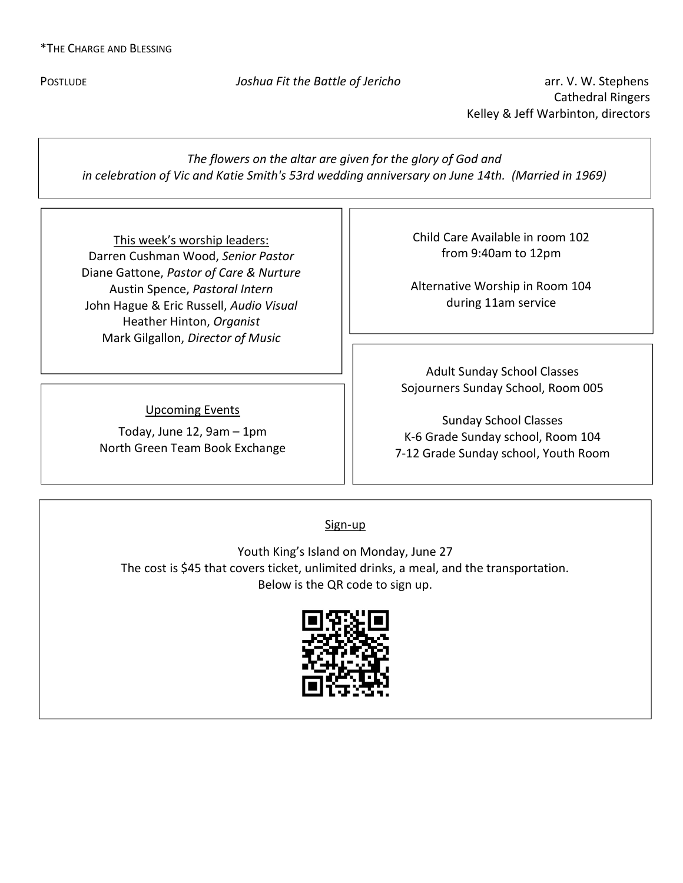*THE CHARGE AND BLESSING

POSTLUDE *Joshua Fit the Battle of Jericho* arr. V. W. Stephens
Cathedral Ringers
Kelley & Jeff Warbinton, directors

*The flowers on the altar are given for the glory of God and*
*in celebration of Vic and Katie Smith's 53rd wedding anniversary on June 14th. (Married in 1969)*

<u>This week's worship leaders:</u>
Darren Cushman Wood, *Senior Pastor*
Diane Gattone, *Pastor of Care & Nurture*
Austin Spence, *Pastoral Intern*
John Hague & Eric Russell, *Audio Visual*
Heather Hinton, *Organist*
Mark Gilgallon, *Director of Music*

Child Care Available in room 102
from 9:40am to 12pm

Alternative Worship in Room 104
during 11am service

<u>Upcoming Events</u>
Today, June 12, 9am – 1pm
North Green Team Book Exchange

Adult Sunday School Classes
Sojourners Sunday School, Room 005

Sunday School Classes
K-6 Grade Sunday school, Room 104
7-12 Grade Sunday school, Youth Room

<u>Sign-up</u>

Youth King's Island on Monday, June 27
The cost is $45 that covers ticket, unlimited drinks, a meal, and the transportation.
Below is the QR code to sign up.